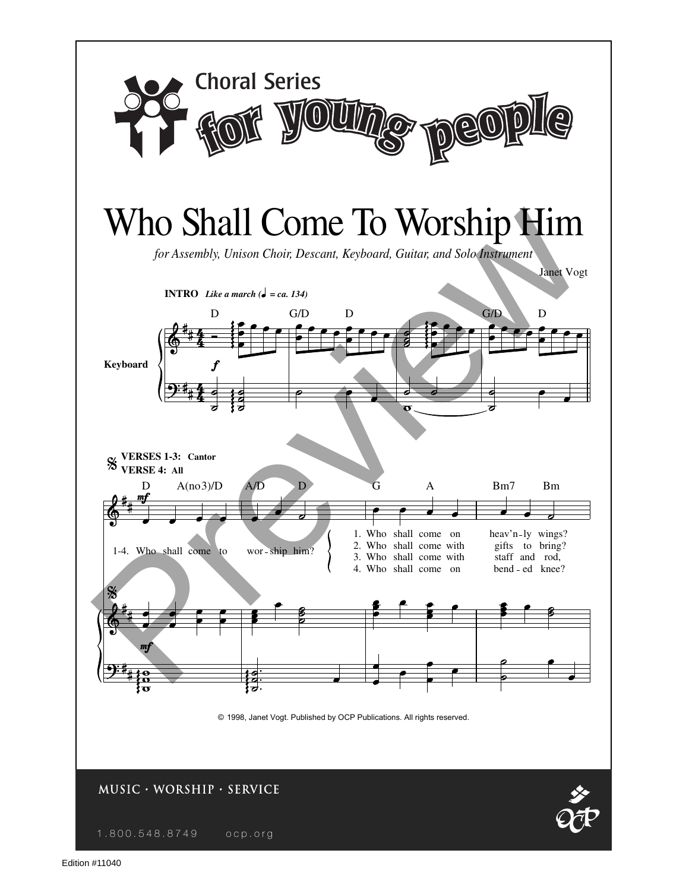Choral Series

**for young people**

# Who Shall Come To Worship Him

*for Assembly, Unison Choir, Descant, Keyboard, Guitar, and Solo Instrument*

Janet Vogt

**INTRO** *Like a march (♩ = ca. 134)*

D G/D D G/D D

Keyboard

**VERSES 1-3: Cantor**
**VERSE 4: All**

D A(no3)/D A/D D G A Bm7 Bm

1-4. Who shall come to wor - ship him?

1. Who shall come on heav'n - ly wings?
2. Who shall come with gifts to bring?
3. Who shall come with staff and rod,
4. Who shall come on bend - ed knee?

© 1998, Janet Vogt. Published by OCP Publications. All rights reserved.

MUSIC · WORSHIP · SERVICE

1.800.548.8749 ocp.org

Edition #11040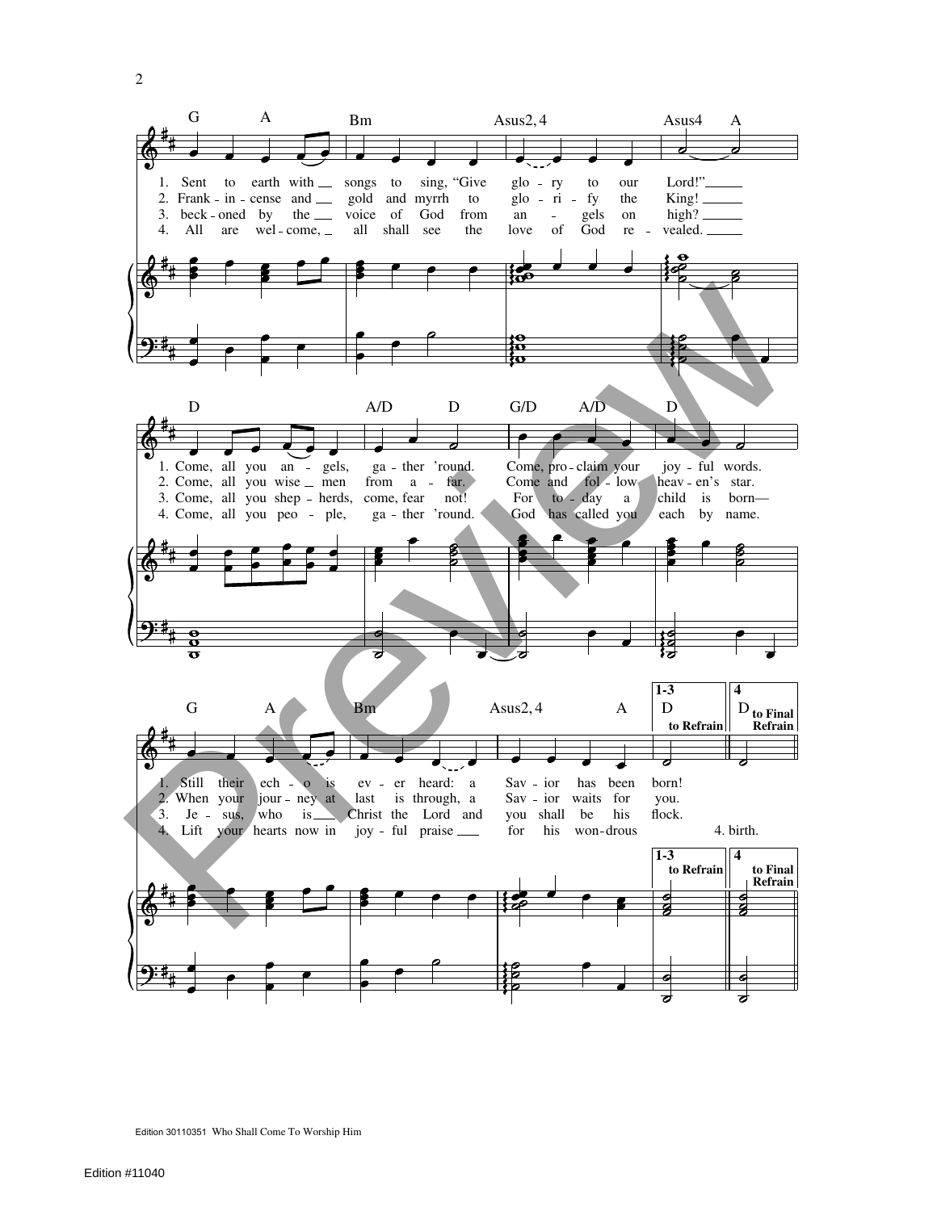1. Sent to earth with songs to sing, "Give glo-ry to our Lord!"
2. Frank-in-cense and gold and myrrh to glo-ri-fy the King!
3. beck-oned by the voice of God from an-gels on high?
4. All are wel-come, all shall see the love of God re-vealed.

1. Come, all you an-gels, ga-ther 'round. Come, pro-claim your joy-ful words.
2. Come, all you wise men from a-far. Come and fol-low heav-en's star.
3. Come, all you shep-herds, come, fear not! For to-day a child is born—
4. Come, all you peo-ple, ga-ther 'round. God has called you each by name.

1. Still their ech-o is ev-er heard: a Sav-ior has been born!
2. When your jour-ney at last is through, a Sav-ior waits for you.
3. Je-sus, who is Christ the Lord and you shall be his flock.
4. Lift your hearts now in joy-ful praise for his won-drous 4. birth.

1-3 to Refrain

4 to Final Refrain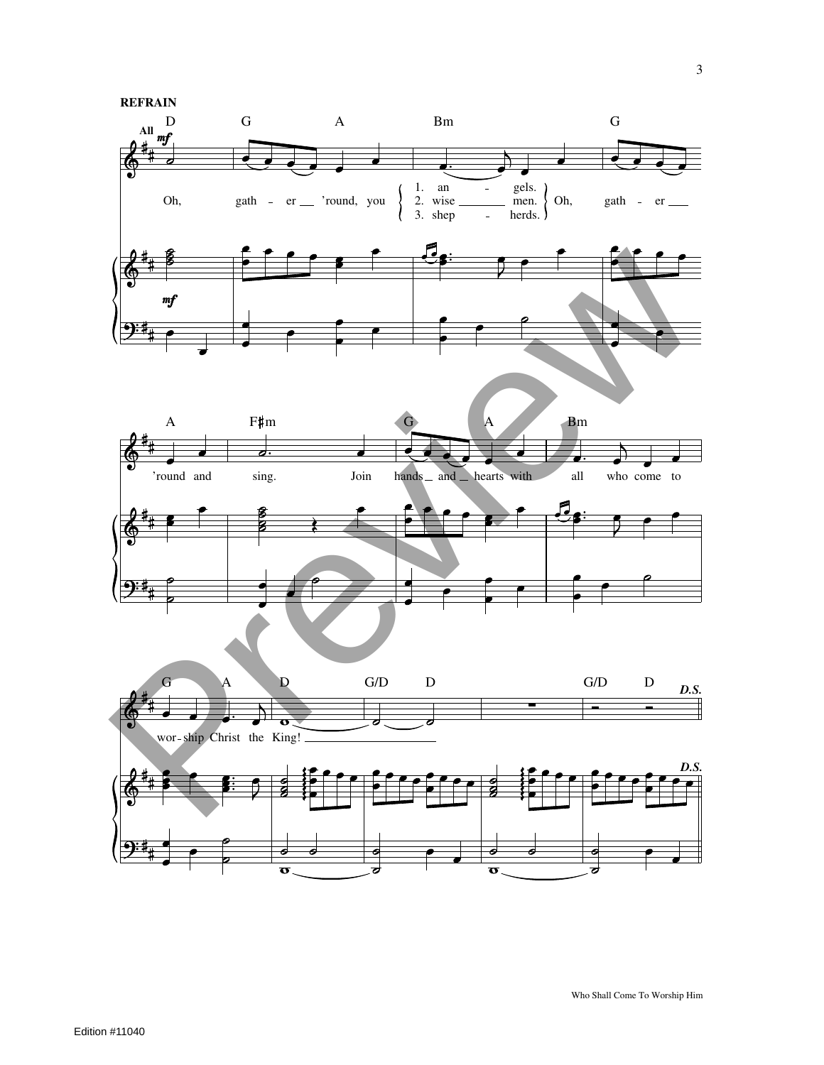**REFRAIN**

All *mf*

D G A Bm G

Oh, gath - er 'round, you { 1. an - gels. / 2. wise men. / 3. shep - herds. } Oh, gath - er

A F♯m G A Bm

'round and sing. Join hands and hearts with all who come to

G A D G/D D G/D D *D.S.*

wor - ship Christ the King!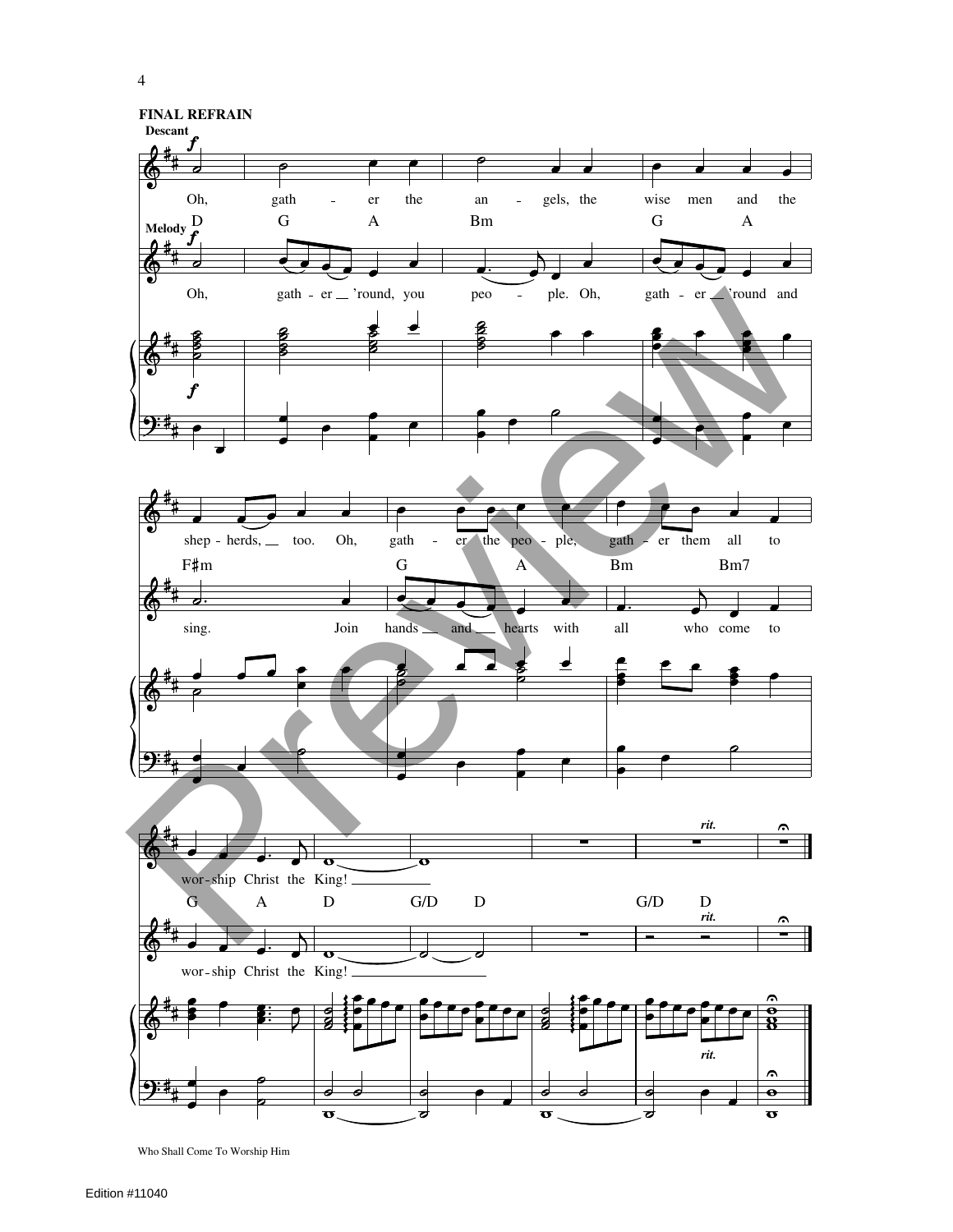**FINAL REFRAIN**

Descant

Oh, gath - er the an - gels, the wise men and the shep - herds, too. Oh, gath - er the peo - ple, gath - er them all to wor - ship Christ the King!

Melody

Oh, gath - er 'round, you peo - ple. Oh, gath - er 'round and sing. Join hands and hearts with all who come to wor - ship Christ the King!

D G A Bm G A F♯m G A Bm Bm7 G A D G/D D G/D D

*rit.*

Who Shall Come To Worship Him

Edition #11040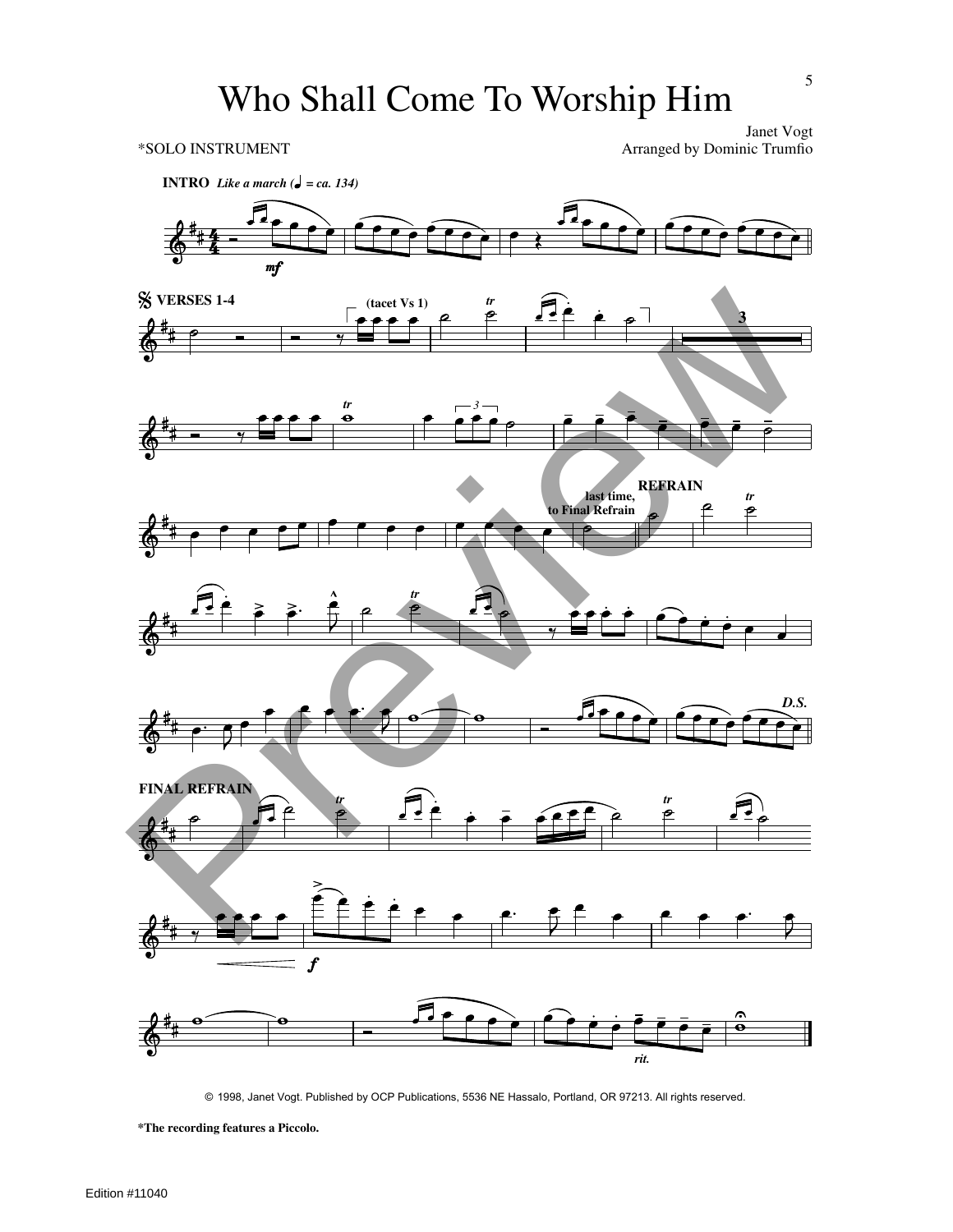# Who Shall Come To Worship Him

*SOLO INSTRUMENT

Janet Vogt
Arranged by Dominic Trumfio

© 1998, Janet Vogt. Published by OCP Publications, 5536 NE Hassalo, Portland, OR 97213. All rights reserved.

**\*The recording features a Piccolo.**

Edition #11040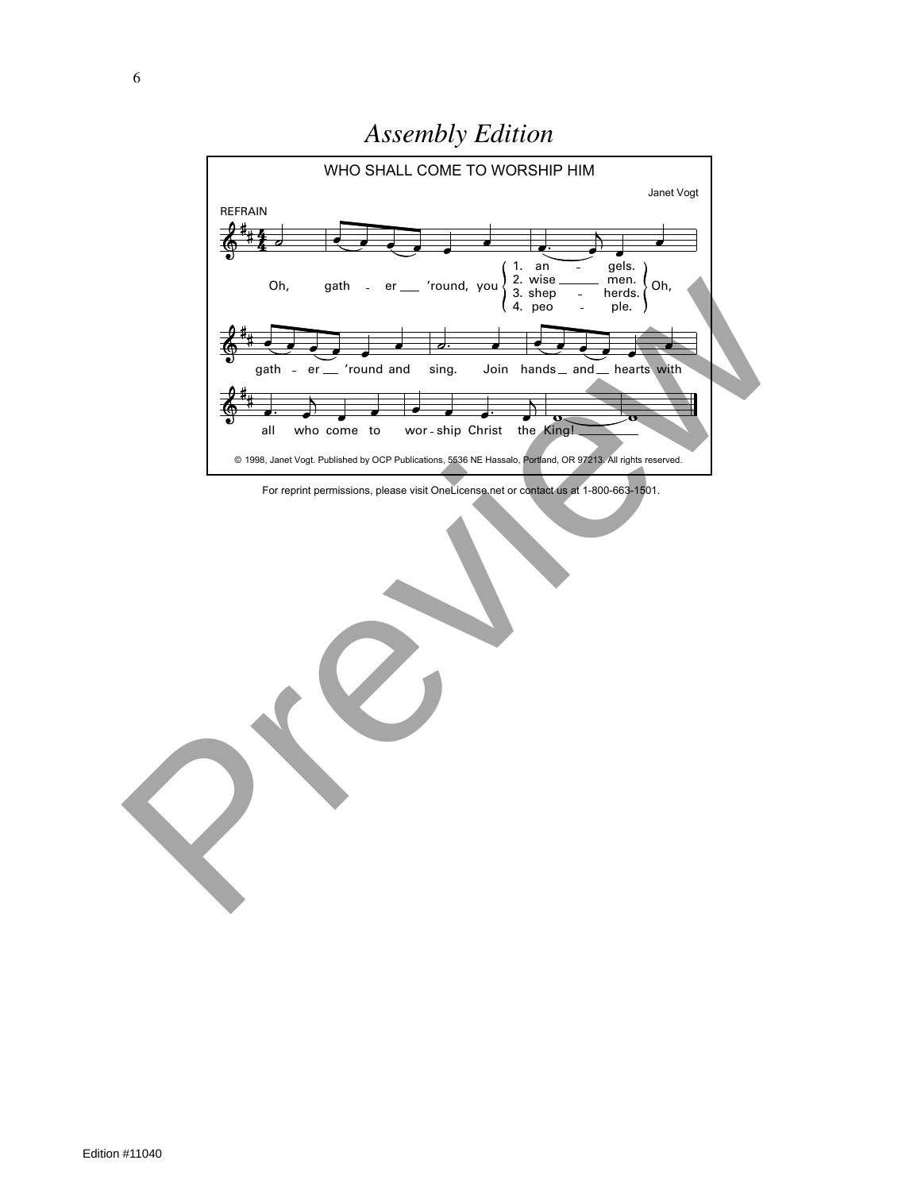# *Assembly Edition*

WHO SHALL COME TO WORSHIP HIM

Janet Vogt

REFRAIN

Oh, gath - er ___ 'round, you { 1. an - gels. / 2. wise ___ men. / 3. shep - herds. / 4. peo - ple. } Oh,

gath - er ___ 'round and sing. Join hands ___ and ___ hearts with

all who come to wor - ship Christ the King! ___

© 1998, Janet Vogt. Published by OCP Publications, 5536 NE Hassalo, Portland, OR 97213. All rights reserved.

For reprint permissions, please visit OneLicense.net or contact us at 1-800-663-1501.

Edition #11040